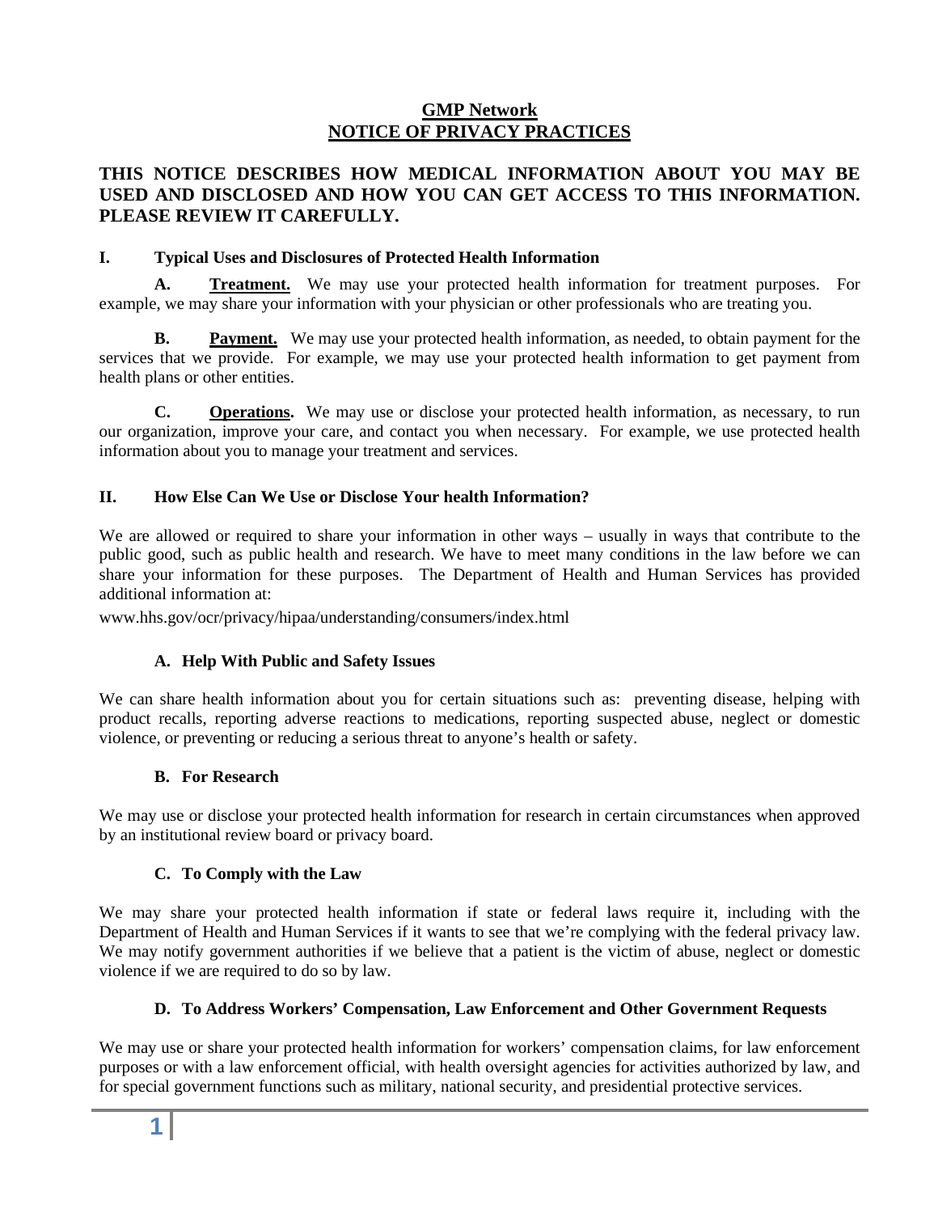# GMP Network
# NOTICE OF PRIVACY PRACTICES

**THIS NOTICE DESCRIBES HOW MEDICAL INFORMATION ABOUT YOU MAY BE USED AND DISCLOSED AND HOW YOU CAN GET ACCESS TO THIS INFORMATION. PLEASE REVIEW IT CAREFULLY.**

## I. Typical Uses and Disclosures of Protected Health Information

**A. Treatment.** We may use your protected health information for treatment purposes. For example, we may share your information with your physician or other professionals who are treating you.

**B. Payment.** We may use your protected health information, as needed, to obtain payment for the services that we provide. For example, we may use your protected health information to get payment from health plans or other entities.

**C. Operations.** We may use or disclose your protected health information, as necessary, to run our organization, improve your care, and contact you when necessary. For example, we use protected health information about you to manage your treatment and services.

## II. How Else Can We Use or Disclose Your health Information?

We are allowed or required to share your information in other ways – usually in ways that contribute to the public good, such as public health and research. We have to meet many conditions in the law before we can share your information for these purposes. The Department of Health and Human Services has provided additional information at:

www.hhs.gov/ocr/privacy/hipaa/understanding/consumers/index.html

### A. Help With Public and Safety Issues

We can share health information about you for certain situations such as: preventing disease, helping with product recalls, reporting adverse reactions to medications, reporting suspected abuse, neglect or domestic violence, or preventing or reducing a serious threat to anyone's health or safety.

### B. For Research

We may use or disclose your protected health information for research in certain circumstances when approved by an institutional review board or privacy board.

### C. To Comply with the Law

We may share your protected health information if state or federal laws require it, including with the Department of Health and Human Services if it wants to see that we're complying with the federal privacy law. We may notify government authorities if we believe that a patient is the victim of abuse, neglect or domestic violence if we are required to do so by law.

### D. To Address Workers' Compensation, Law Enforcement and Other Government Requests

We may use or share your protected health information for workers' compensation claims, for law enforcement purposes or with a law enforcement official, with health oversight agencies for activities authorized by law, and for special government functions such as military, national security, and presidential protective services.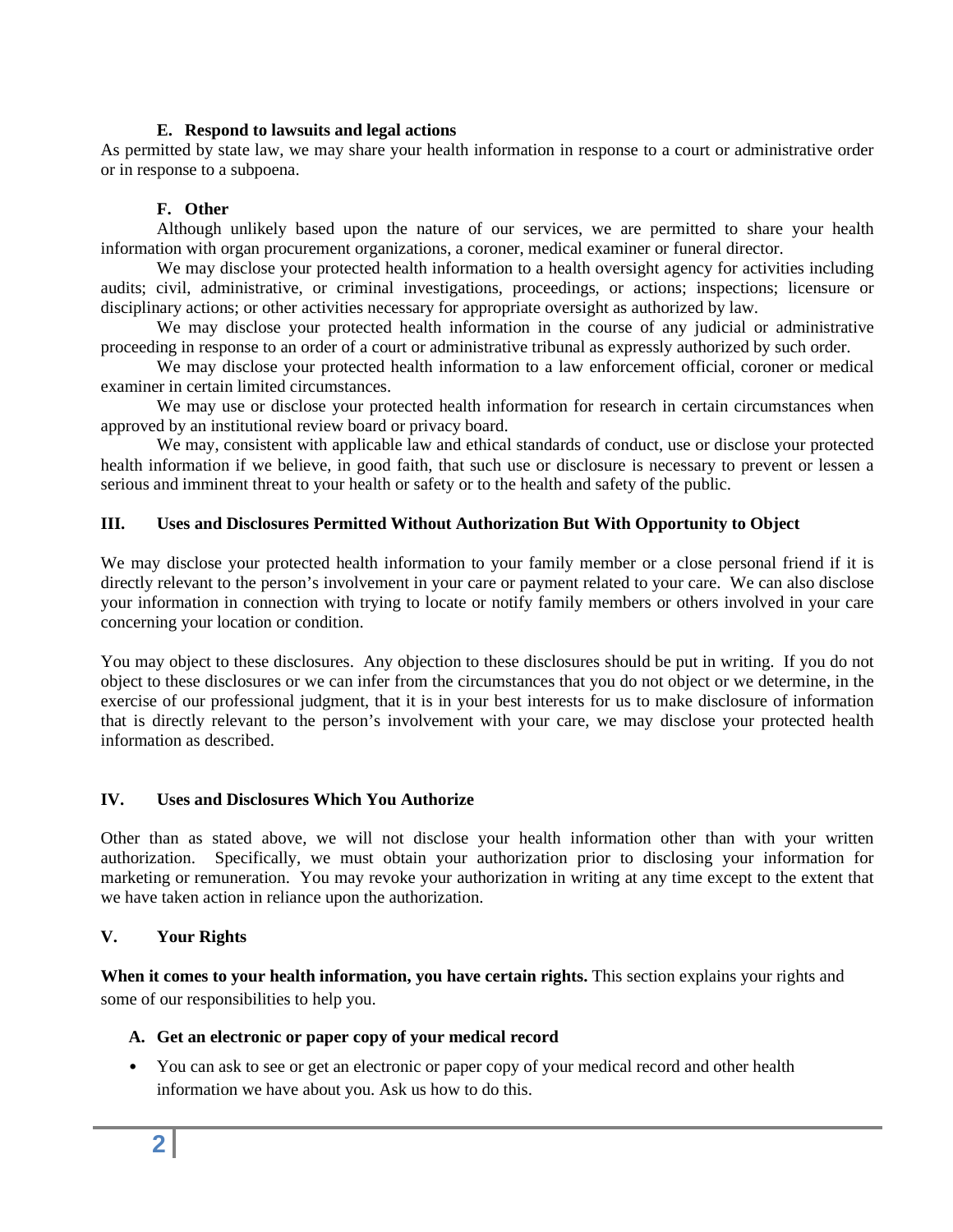#### E. Respond to lawsuits and legal actions

As permitted by state law, we may share your health information in response to a court or administrative order or in response to a subpoena.

#### F. Other

Although unlikely based upon the nature of our services, we are permitted to share your health information with organ procurement organizations, a coroner, medical examiner or funeral director.

We may disclose your protected health information to a health oversight agency for activities including audits; civil, administrative, or criminal investigations, proceedings, or actions; inspections; licensure or disciplinary actions; or other activities necessary for appropriate oversight as authorized by law.

We may disclose your protected health information in the course of any judicial or administrative proceeding in response to an order of a court or administrative tribunal as expressly authorized by such order.

We may disclose your protected health information to a law enforcement official, coroner or medical examiner in certain limited circumstances.

We may use or disclose your protected health information for research in certain circumstances when approved by an institutional review board or privacy board.

We may, consistent with applicable law and ethical standards of conduct, use or disclose your protected health information if we believe, in good faith, that such use or disclosure is necessary to prevent or lessen a serious and imminent threat to your health or safety or to the health and safety of the public.

## III. Uses and Disclosures Permitted Without Authorization But With Opportunity to Object

We may disclose your protected health information to your family member or a close personal friend if it is directly relevant to the person's involvement in your care or payment related to your care. We can also disclose your information in connection with trying to locate or notify family members or others involved in your care concerning your location or condition.

You may object to these disclosures. Any objection to these disclosures should be put in writing. If you do not object to these disclosures or we can infer from the circumstances that you do not object or we determine, in the exercise of our professional judgment, that it is in your best interests for us to make disclosure of information that is directly relevant to the person's involvement with your care, we may disclose your protected health information as described.

## IV. Uses and Disclosures Which You Authorize

Other than as stated above, we will not disclose your health information other than with your written authorization. Specifically, we must obtain your authorization prior to disclosing your information for marketing or remuneration. You may revoke your authorization in writing at any time except to the extent that we have taken action in reliance upon the authorization.

## V. Your Rights

**When it comes to your health information, you have certain rights.** This section explains your rights and some of our responsibilities to help you.

#### A. Get an electronic or paper copy of your medical record

- You can ask to see or get an electronic or paper copy of your medical record and other health information we have about you. Ask us how to do this.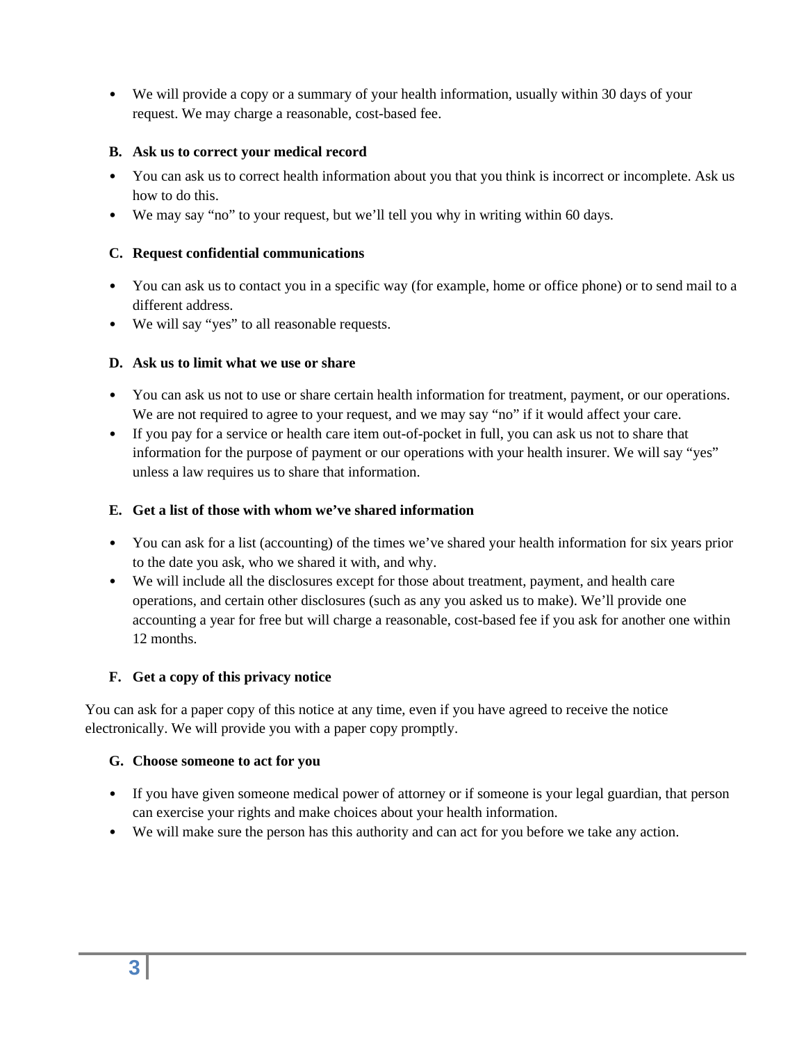- We will provide a copy or a summary of your health information, usually within 30 days of your request. We may charge a reasonable, cost-based fee.

### B. Ask us to correct your medical record

- You can ask us to correct health information about you that you think is incorrect or incomplete. Ask us how to do this.
- We may say "no" to your request, but we'll tell you why in writing within 60 days.

### C. Request confidential communications

- You can ask us to contact you in a specific way (for example, home or office phone) or to send mail to a different address.
- We will say "yes" to all reasonable requests.

### D. Ask us to limit what we use or share

- You can ask us not to use or share certain health information for treatment, payment, or our operations. We are not required to agree to your request, and we may say "no" if it would affect your care.
- If you pay for a service or health care item out-of-pocket in full, you can ask us not to share that information for the purpose of payment or our operations with your health insurer. We will say "yes" unless a law requires us to share that information.

### E. Get a list of those with whom we've shared information

- You can ask for a list (accounting) of the times we've shared your health information for six years prior to the date you ask, who we shared it with, and why.
- We will include all the disclosures except for those about treatment, payment, and health care operations, and certain other disclosures (such as any you asked us to make). We'll provide one accounting a year for free but will charge a reasonable, cost-based fee if you ask for another one within 12 months.

### F. Get a copy of this privacy notice

You can ask for a paper copy of this notice at any time, even if you have agreed to receive the notice electronically. We will provide you with a paper copy promptly.

### G. Choose someone to act for you

- If you have given someone medical power of attorney or if someone is your legal guardian, that person can exercise your rights and make choices about your health information.
- We will make sure the person has this authority and can act for you before we take any action.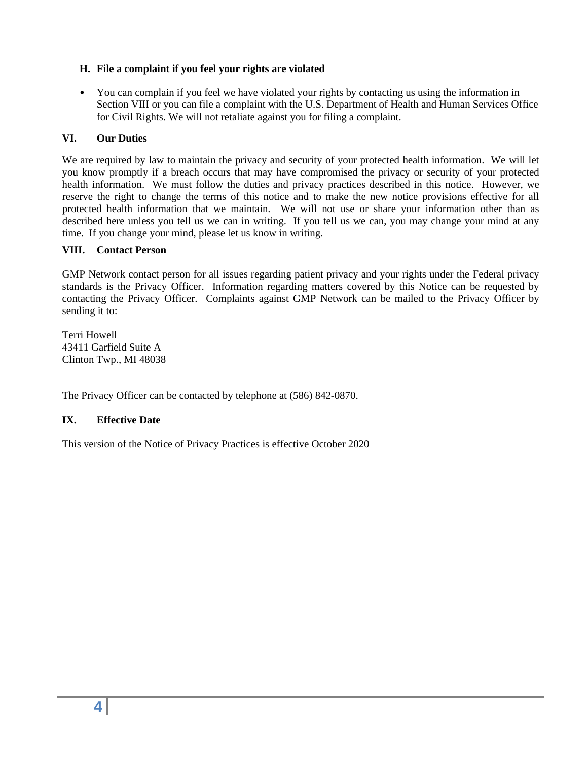**H. File a complaint if you feel your rights are violated**

- You can complain if you feel we have violated your rights by contacting us using the information in Section VIII or you can file a complaint with the U.S. Department of Health and Human Services Office for Civil Rights. We will not retaliate against you for filing a complaint.

## VI. Our Duties

We are required by law to maintain the privacy and security of your protected health information. We will let you know promptly if a breach occurs that may have compromised the privacy or security of your protected health information. We must follow the duties and privacy practices described in this notice. However, we reserve the right to change the terms of this notice and to make the new notice provisions effective for all protected health information that we maintain. We will not use or share your information other than as described here unless you tell us we can in writing. If you tell us we can, you may change your mind at any time. If you change your mind, please let us know in writing.

## VIII. Contact Person

GMP Network contact person for all issues regarding patient privacy and your rights under the Federal privacy standards is the Privacy Officer. Information regarding matters covered by this Notice can be requested by contacting the Privacy Officer. Complaints against GMP Network can be mailed to the Privacy Officer by sending it to:

Terri Howell
43411 Garfield Suite A
Clinton Twp., MI 48038

The Privacy Officer can be contacted by telephone at (586) 842-0870.

## IX. Effective Date

This version of the Notice of Privacy Practices is effective October 2020